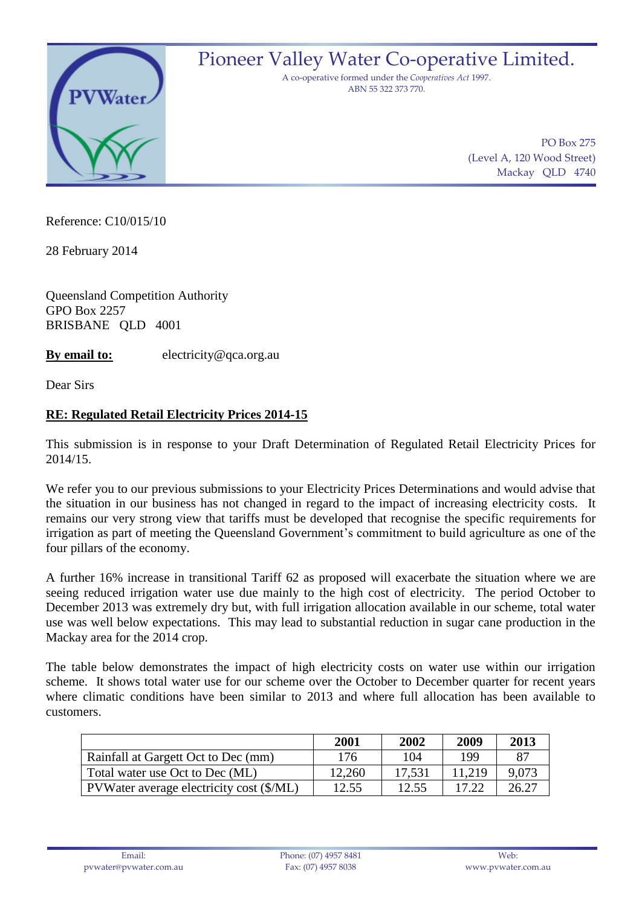# Pioneer Valley Water Co-operative Limited.

A co-operative formed under the *Cooperatives Act* 1997.
ABN 55 322 373 770.

PO Box 275
(Level A, 120 Wood Street)
Mackay QLD 4740

Reference: C10/015/10

28 February 2014

Queensland Competition Authority
GPO Box 2257
BRISBANE QLD 4001

**By email to:** electricity@qca.org.au

Dear Sirs

**RE: Regulated Retail Electricity Prices 2014-15**

This submission is in response to your Draft Determination of Regulated Retail Electricity Prices for 2014/15.

We refer you to our previous submissions to your Electricity Prices Determinations and would advise that the situation in our business has not changed in regard to the impact of increasing electricity costs. It remains our very strong view that tariffs must be developed that recognise the specific requirements for irrigation as part of meeting the Queensland Government's commitment to build agriculture as one of the four pillars of the economy.

A further 16% increase in transitional Tariff 62 as proposed will exacerbate the situation where we are seeing reduced irrigation water use due mainly to the high cost of electricity. The period October to December 2013 was extremely dry but, with full irrigation allocation available in our scheme, total water use was well below expectations. This may lead to substantial reduction in sugar cane production in the Mackay area for the 2014 crop.

The table below demonstrates the impact of high electricity costs on water use within our irrigation scheme. It shows total water use for our scheme over the October to December quarter for recent years where climatic conditions have been similar to 2013 and where full allocation has been available to customers.

| | 2001 | 2002 | 2009 | 2013 |
|---|---|---|---|---|
| Rainfall at Gargett Oct to Dec (mm) | 176 | 104 | 199 | 87 |
| Total water use Oct to Dec (ML) | 12,260 | 17,531 | 11,219 | 9,073 |
| PVWater average electricity cost ($/ML) | 12.55 | 12.55 | 17.22 | 26.27 |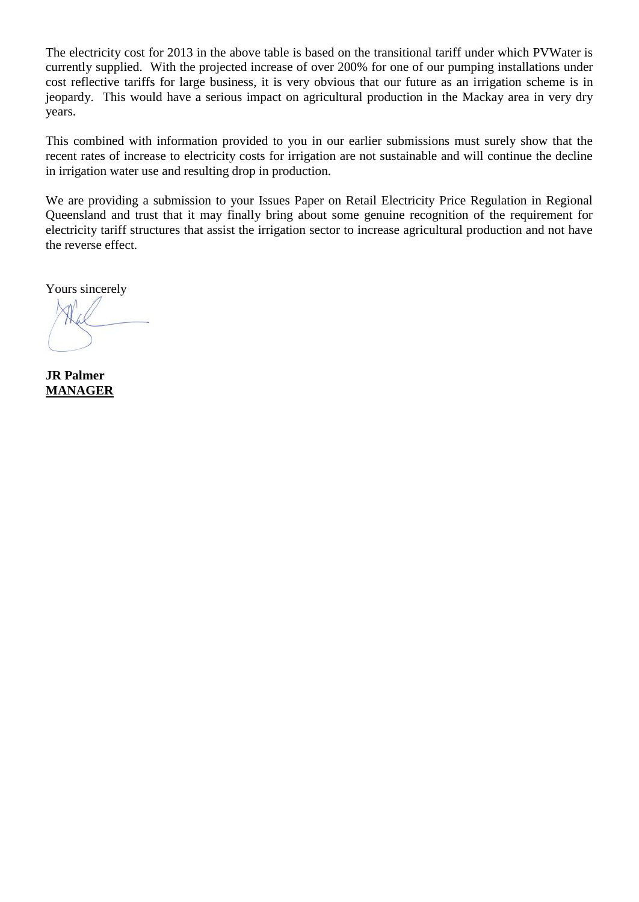The electricity cost for 2013 in the above table is based on the transitional tariff under which PVWater is currently supplied. With the projected increase of over 200% for one of our pumping installations under cost reflective tariffs for large business, it is very obvious that our future as an irrigation scheme is in jeopardy. This would have a serious impact on agricultural production in the Mackay area in very dry years.

This combined with information provided to you in our earlier submissions must surely show that the recent rates of increase to electricity costs for irrigation are not sustainable and will continue the decline in irrigation water use and resulting drop in production.

We are providing a submission to your Issues Paper on Retail Electricity Price Regulation in Regional Queensland and trust that it may finally bring about some genuine recognition of the requirement for electricity tariff structures that assist the irrigation sector to increase agricultural production and not have the reverse effect.

Yours sincerely

**JR Palmer**
**MANAGER**